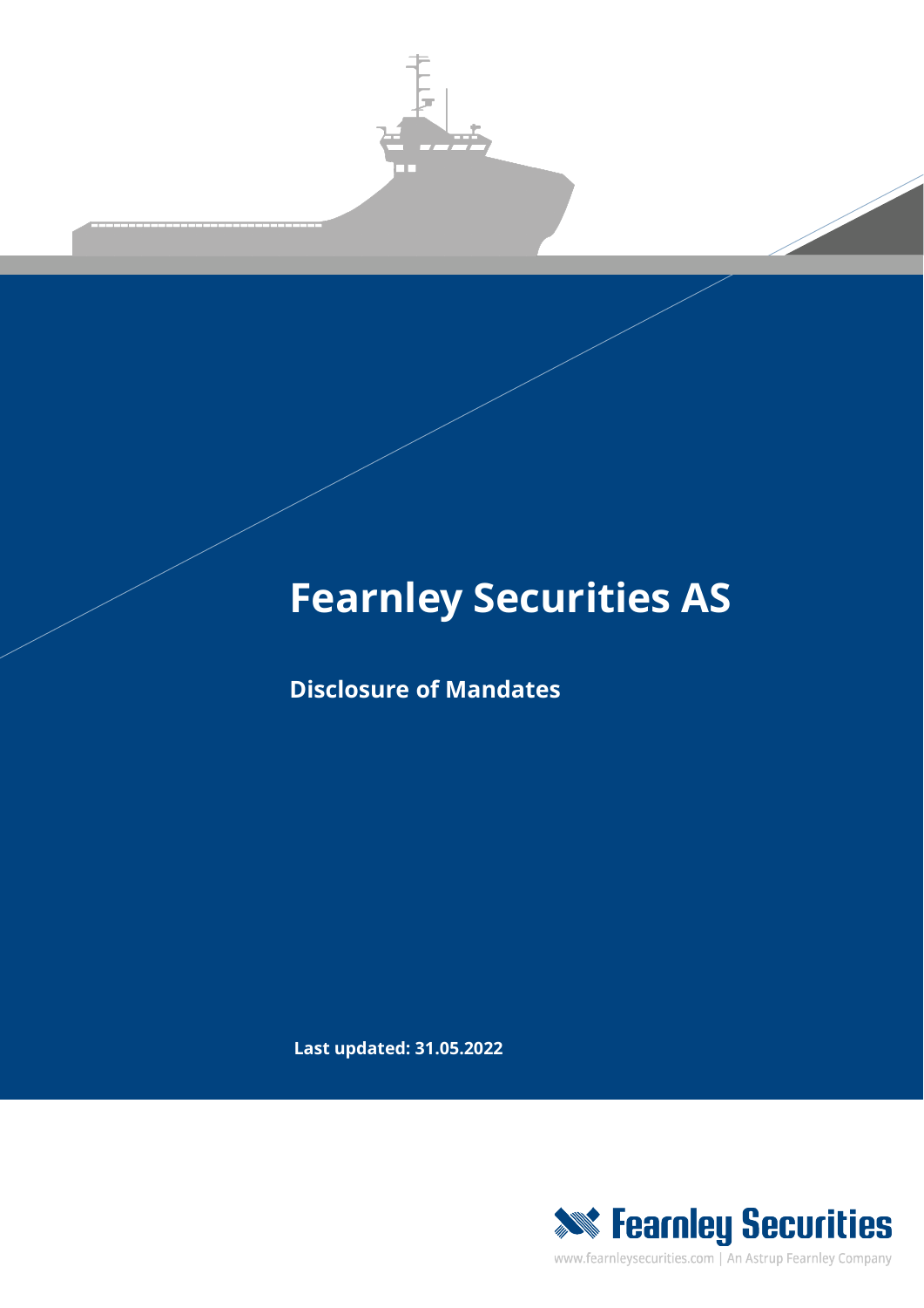# Fearnley Securities AS

## Disclosure of Mandates

**Last updated: 31.05.2022**

Fearnley Securities

www.fearnleysecurities.com | An Astrup Fearnley Company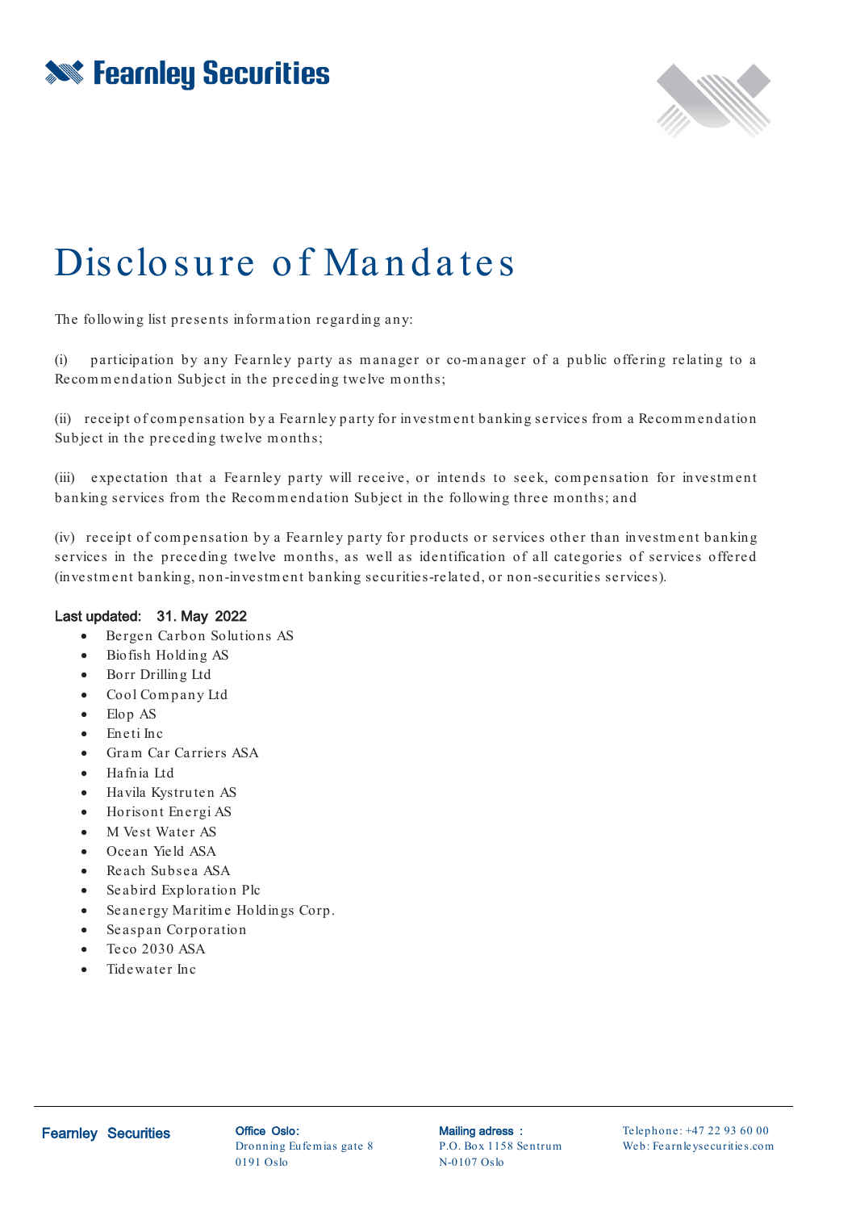# Disclosure of Mandates

The following list presents information regarding any:

(i) participation by any Fearnley party as manager or co-manager of a public offering relating to a Recommendation Subject in the preceding twelve months;

(ii) receipt of compensation by a Fearnley party for investment banking services from a Recommendation Subject in the preceding twelve months;

(iii) expectation that a Fearnley party will receive, or intends to seek, compensation for investment banking services from the Recommendation Subject in the following three months; and

(iv) receipt of compensation by a Fearnley party for products or services other than investment banking services in the preceding twelve months, as well as identification of all categories of services offered (investment banking, non-investment banking securities-related, or non-securities services).

**Last updated: 31. May 2022**

- Bergen Carbon Solutions AS
- Biofish Holding AS
- Borr Drilling Ltd
- Cool Company Ltd
- Elop AS
- Eneti Inc
- Gram Car Carriers ASA
- Hafnia Ltd
- Havila Kystruten AS
- Horisont Energi AS
- M Vest Water AS
- Ocean Yield ASA
- Reach Subsea ASA
- Seabird Exploration Plc
- Seanergy Maritime Holdings Corp.
- Seaspan Corporation
- Teco 2030 ASA
- Tidewater Inc

**Fearnley Securities**

**Office Oslo:**
Dronning Eufemias gate 8
0191 Oslo

**Mailing adress :**
P.O. Box 1158 Sentrum
N-0107 Oslo

Telephone: +47 22 93 60 00
Web: Fearnleysecurities.com